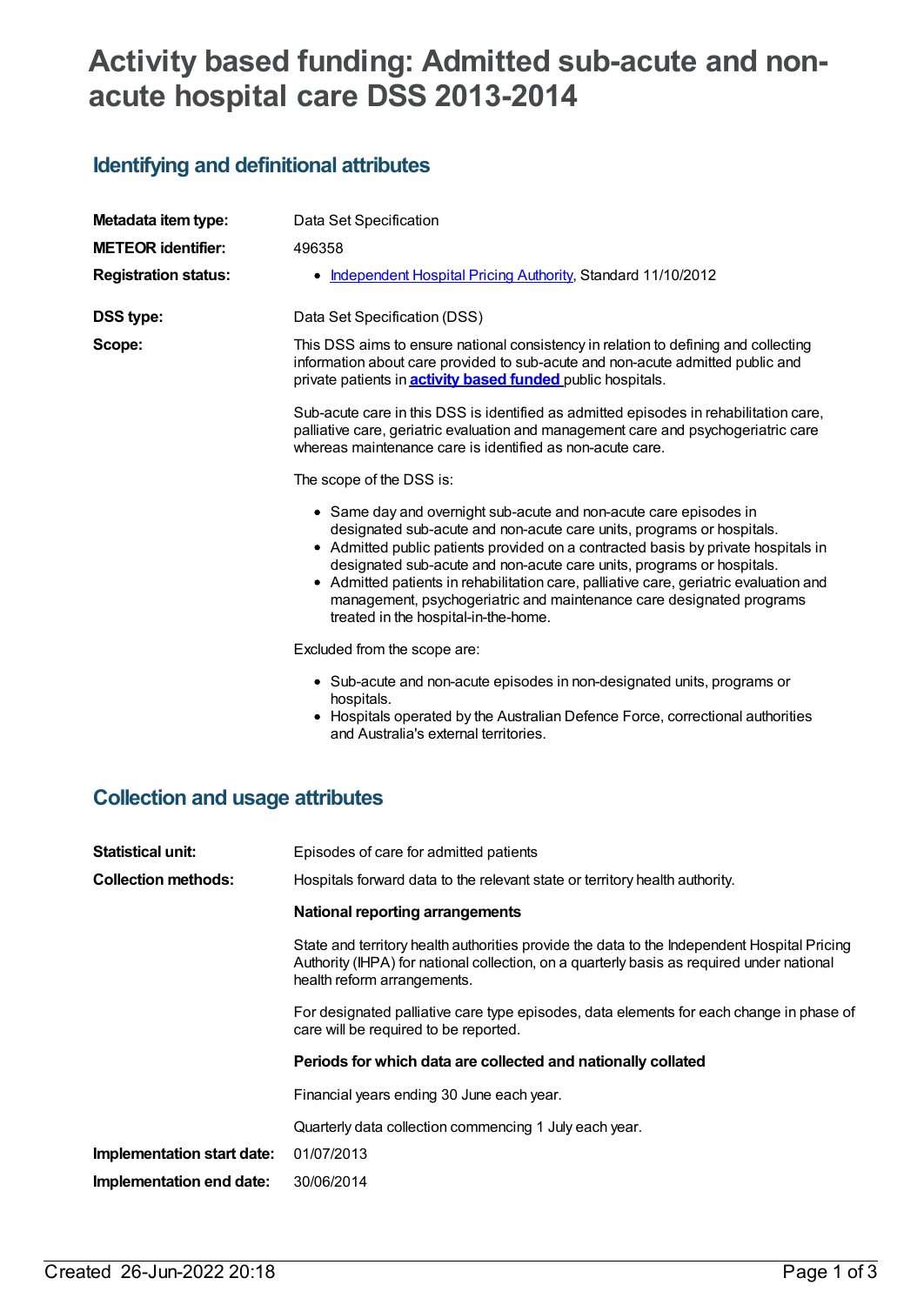# Activity based funding: Admitted sub-acute and non-acute hospital care DSS 2013-2014

## Identifying and definitional attributes

**Metadata item type:** Data Set Specification

**METEOR identifier:** 496358

**Registration status:**
- Independent Hospital Pricing Authority, Standard 11/10/2012

**DSS type:** Data Set Specification (DSS)

**Scope:** This DSS aims to ensure national consistency in relation to defining and collecting information about care provided to sub-acute and non-acute admitted public and private patients in **activity based funded** public hospitals.

Sub-acute care in this DSS is identified as admitted episodes in rehabilitation care, palliative care, geriatric evaluation and management care and psychogeriatric care whereas maintenance care is identified as non-acute care.

The scope of the DSS is:

- Same day and overnight sub-acute and non-acute care episodes in designated sub-acute and non-acute care units, programs or hospitals.
- Admitted public patients provided on a contracted basis by private hospitals in designated sub-acute and non-acute care units, programs or hospitals.
- Admitted patients in rehabilitation care, palliative care, geriatric evaluation and management, psychogeriatric and maintenance care designated programs treated in the hospital-in-the-home.

Excluded from the scope are:

- Sub-acute and non-acute episodes in non-designated units, programs or hospitals.
- Hospitals operated by the Australian Defence Force, correctional authorities and Australia's external territories.

## Collection and usage attributes

**Statistical unit:** Episodes of care for admitted patients

**Collection methods:** Hospitals forward data to the relevant state or territory health authority.

**National reporting arrangements**

State and territory health authorities provide the data to the Independent Hospital Pricing Authority (IHPA) for national collection, on a quarterly basis as required under national health reform arrangements.

For designated palliative care type episodes, data elements for each change in phase of care will be required to be reported.

**Periods for which data are collected and nationally collated**

Financial years ending 30 June each year.

Quarterly data collection commencing 1 July each year.

**Implementation start date:** 01/07/2013

**Implementation end date:** 30/06/2014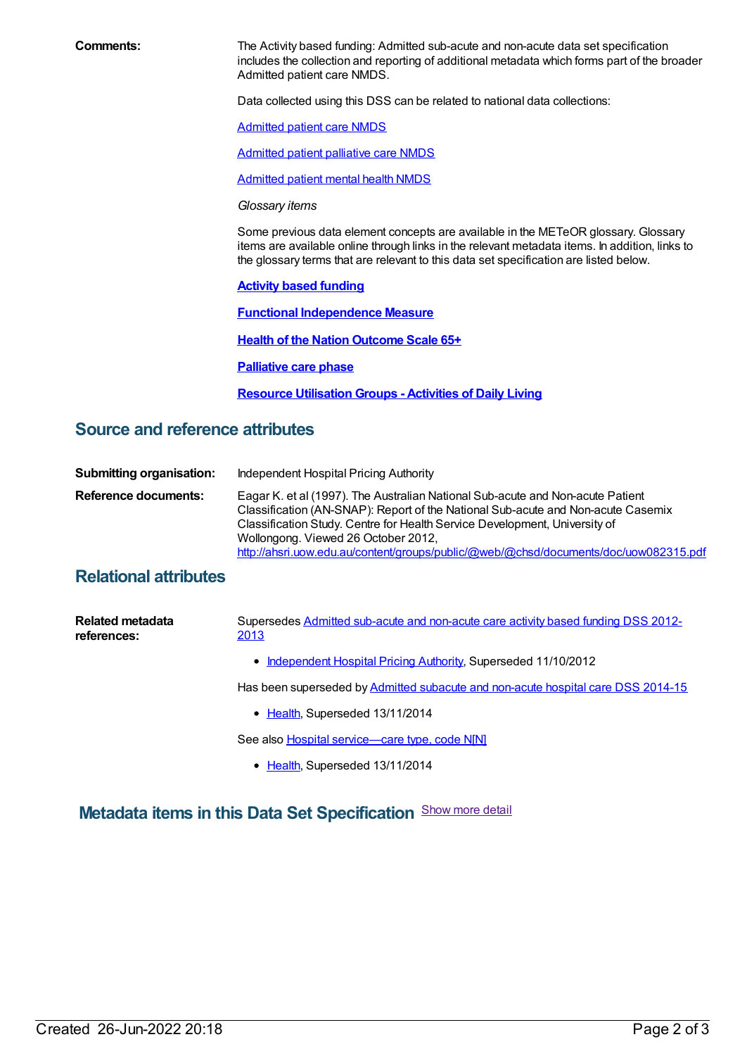**Comments:** The Activity based funding: Admitted sub-acute and non-acute data set specification includes the collection and reporting of additional metadata which forms part of the broader Admitted patient care NMDS.

Data collected using this DSS can be related to national data collections:

[Admitted patient care NMDS]

[Admitted patient palliative care NMDS]

[Admitted patient mental health NMDS]

*Glossary items*

Some previous data element concepts are available in the METeOR glossary. Glossary items are available online through links in the relevant metadata items. In addition, links to the glossary terms that are relevant to this data set specification are listed below.

**Activity based funding**

**Functional Independence Measure**

**Health of the Nation Outcome Scale 65+**

**Palliative care phase**

**Resource Utilisation Groups - Activities of Daily Living**

## Source and reference attributes

**Submitting organisation:** Independent Hospital Pricing Authority

**Reference documents:** Eagar K. et al (1997). The Australian National Sub-acute and Non-acute Patient Classification (AN-SNAP): Report of the National Sub-acute and Non-acute Casemix Classification Study. Centre for Health Service Development, University of Wollongong. Viewed 26 October 2012, http://ahsri.uow.edu.au/content/groups/public/@web/@chsd/documents/doc/uow082315.pdf

## Relational attributes

**Related metadata references:**

Supersedes Admitted sub-acute and non-acute care activity based funding DSS 2012-2013

- Independent Hospital Pricing Authority, Superseded 11/10/2012

Has been superseded by Admitted subacute and non-acute hospital care DSS 2014-15

- Health, Superseded 13/11/2014

See also Hospital service—care type, code N[N]

- Health, Superseded 13/11/2014

## Metadata items in this Data Set Specification

Show more detail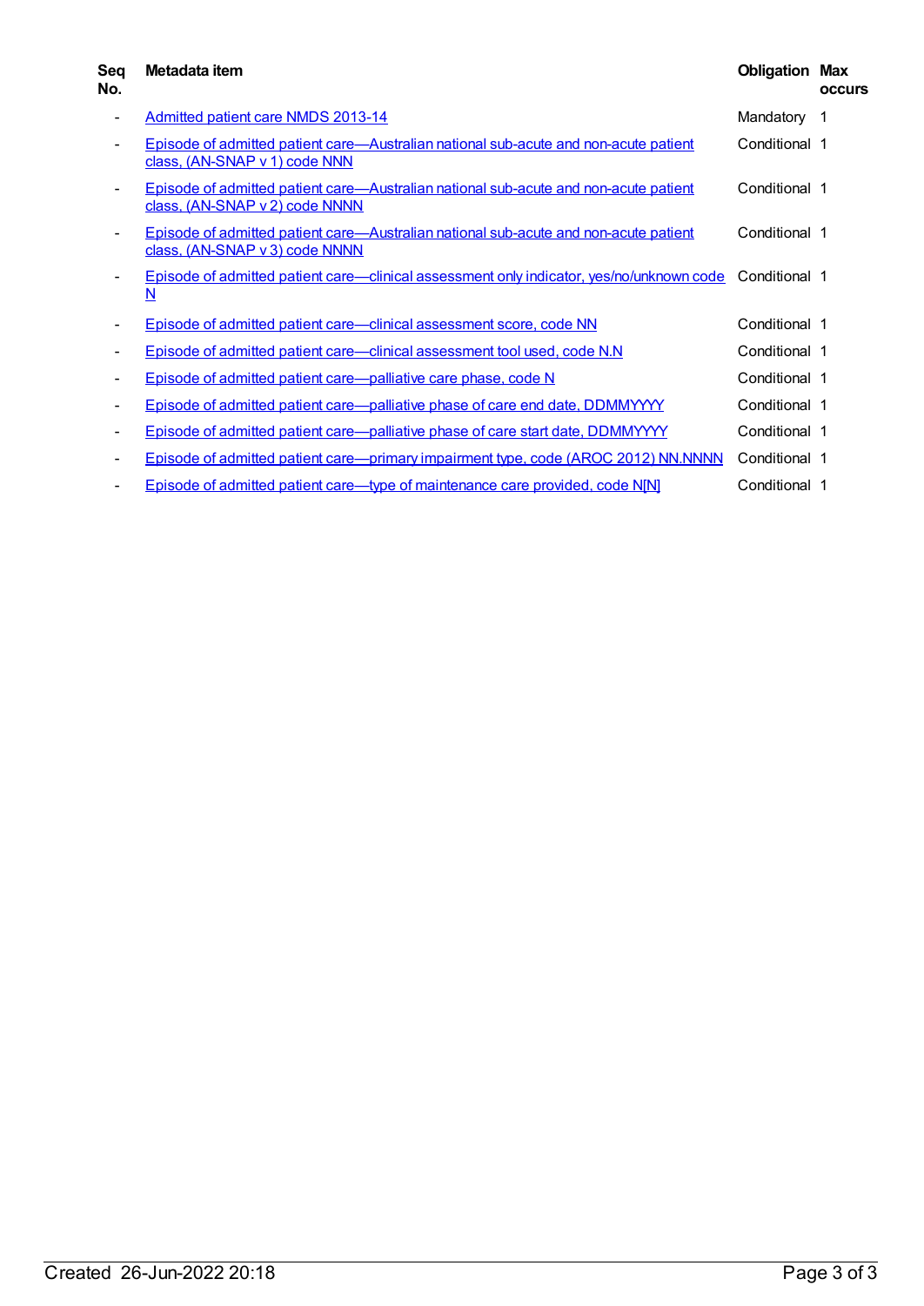| Seq No. | Metadata item | Obligation | Max occurs |
|---|---|---|---|
| - | Admitted patient care NMDS 2013-14 | Mandatory | 1 |
| - | Episode of admitted patient care—Australian national sub-acute and non-acute patient class, (AN-SNAP v 1) code NNN | Conditional | 1 |
| - | Episode of admitted patient care—Australian national sub-acute and non-acute patient class, (AN-SNAP v 2) code NNNN | Conditional | 1 |
| - | Episode of admitted patient care—Australian national sub-acute and non-acute patient class, (AN-SNAP v 3) code NNNN | Conditional | 1 |
| - | Episode of admitted patient care—clinical assessment only indicator, yes/no/unknown code N | Conditional | 1 |
| - | Episode of admitted patient care—clinical assessment score, code NN | Conditional | 1 |
| - | Episode of admitted patient care—clinical assessment tool used, code N.N | Conditional | 1 |
| - | Episode of admitted patient care—palliative care phase, code N | Conditional | 1 |
| - | Episode of admitted patient care—palliative phase of care end date, DDMMYYYY | Conditional | 1 |
| - | Episode of admitted patient care—palliative phase of care start date, DDMMYYYY | Conditional | 1 |
| - | Episode of admitted patient care—primary impairment type, code (AROC 2012) NN.NNNN | Conditional | 1 |
| - | Episode of admitted patient care—type of maintenance care provided, code N[N] | Conditional | 1 |